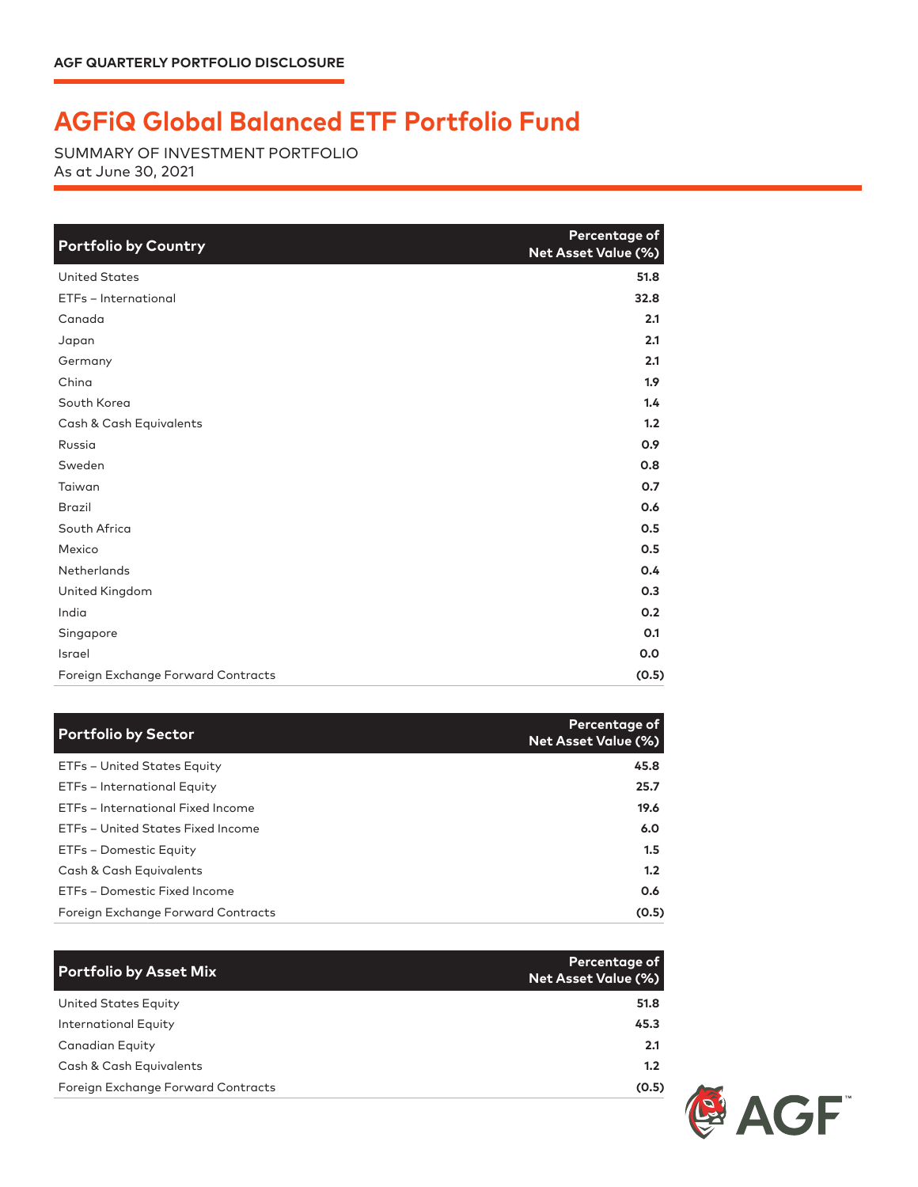AGF QUARTERLY PORTFOLIO DISCLOSURE

# AGFiQ Global Balanced ETF Portfolio Fund

SUMMARY OF INVESTMENT PORTFOLIO
As at June 30, 2021

| Portfolio by Country | Percentage of Net Asset Value (%) |
|---|---|
| United States | 51.8 |
| ETFs – International | 32.8 |
| Canada | 2.1 |
| Japan | 2.1 |
| Germany | 2.1 |
| China | 1.9 |
| South Korea | 1.4 |
| Cash & Cash Equivalents | 1.2 |
| Russia | 0.9 |
| Sweden | 0.8 |
| Taiwan | 0.7 |
| Brazil | 0.6 |
| South Africa | 0.5 |
| Mexico | 0.5 |
| Netherlands | 0.4 |
| United Kingdom | 0.3 |
| India | 0.2 |
| Singapore | 0.1 |
| Israel | 0.0 |
| Foreign Exchange Forward Contracts | (0.5) |

| Portfolio by Sector | Percentage of Net Asset Value (%) |
|---|---|
| ETFs – United States Equity | 45.8 |
| ETFs – International Equity | 25.7 |
| ETFs – International Fixed Income | 19.6 |
| ETFs – United States Fixed Income | 6.0 |
| ETFs – Domestic Equity | 1.5 |
| Cash & Cash Equivalents | 1.2 |
| ETFs – Domestic Fixed Income | 0.6 |
| Foreign Exchange Forward Contracts | (0.5) |

| Portfolio by Asset Mix | Percentage of Net Asset Value (%) |
|---|---|
| United States Equity | 51.8 |
| International Equity | 45.3 |
| Canadian Equity | 2.1 |
| Cash & Cash Equivalents | 1.2 |
| Foreign Exchange Forward Contracts | (0.5) |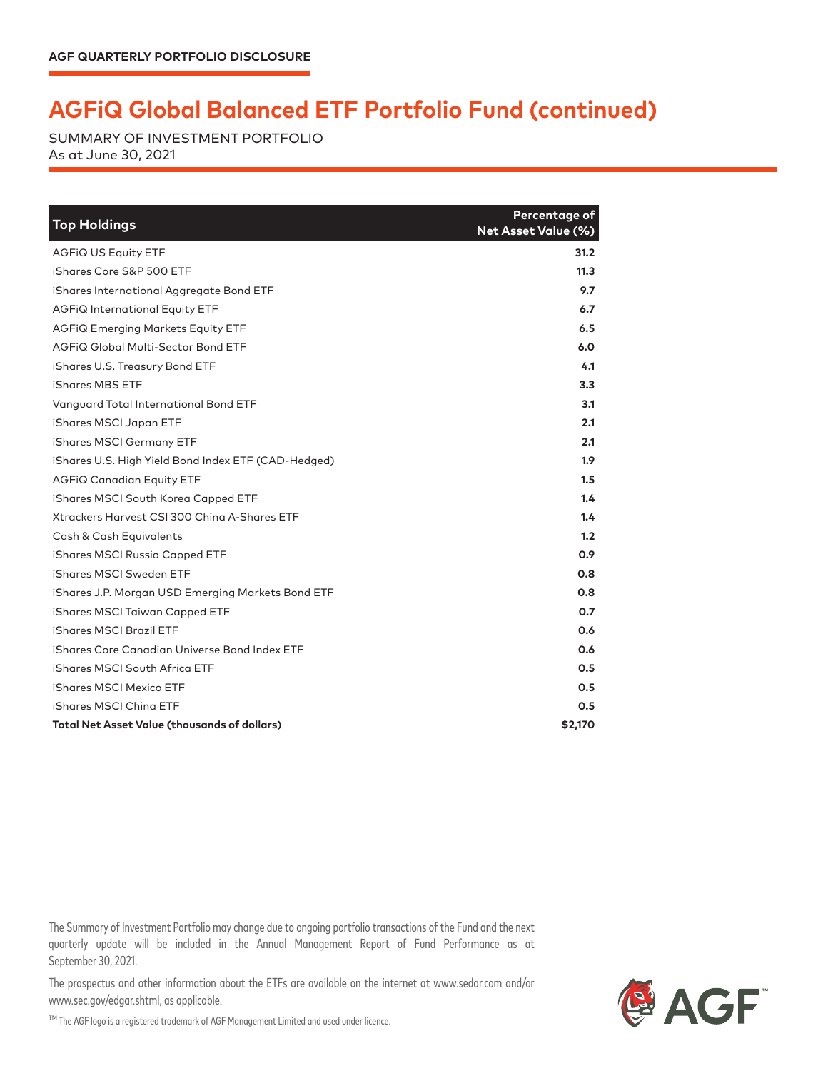**AGF QUARTERLY PORTFOLIO DISCLOSURE**

# AGFiQ Global Balanced ETF Portfolio Fund (continued)

SUMMARY OF INVESTMENT PORTFOLIO
As at June 30, 2021

| Top Holdings | Percentage of Net Asset Value (%) |
|---|---|
| AGFiQ US Equity ETF | 31.2 |
| iShares Core S&P 500 ETF | 11.3 |
| iShares International Aggregate Bond ETF | 9.7 |
| AGFiQ International Equity ETF | 6.7 |
| AGFiQ Emerging Markets Equity ETF | 6.5 |
| AGFiQ Global Multi-Sector Bond ETF | 6.0 |
| iShares U.S. Treasury Bond ETF | 4.1 |
| iShares MBS ETF | 3.3 |
| Vanguard Total International Bond ETF | 3.1 |
| iShares MSCI Japan ETF | 2.1 |
| iShares MSCI Germany ETF | 2.1 |
| iShares U.S. High Yield Bond Index ETF (CAD-Hedged) | 1.9 |
| AGFiQ Canadian Equity ETF | 1.5 |
| iShares MSCI South Korea Capped ETF | 1.4 |
| Xtrackers Harvest CSI 300 China A-Shares ETF | 1.4 |
| Cash & Cash Equivalents | 1.2 |
| iShares MSCI Russia Capped ETF | 0.9 |
| iShares MSCI Sweden ETF | 0.8 |
| iShares J.P. Morgan USD Emerging Markets Bond ETF | 0.8 |
| iShares MSCI Taiwan Capped ETF | 0.7 |
| iShares MSCI Brazil ETF | 0.6 |
| iShares Core Canadian Universe Bond Index ETF | 0.6 |
| iShares MSCI South Africa ETF | 0.5 |
| iShares MSCI Mexico ETF | 0.5 |
| iShares MSCI China ETF | 0.5 |
| **Total Net Asset Value (thousands of dollars)** | **$2,170** |

The Summary of Investment Portfolio may change due to ongoing portfolio transactions of the Fund and the next quarterly update will be included in the Annual Management Report of Fund Performance as at September 30, 2021.

The prospectus and other information about the ETFs are available on the internet at www.sedar.com and/or www.sec.gov/edgar.shtml, as applicable.

TM The AGF logo is a registered trademark of AGF Management Limited and used under licence.